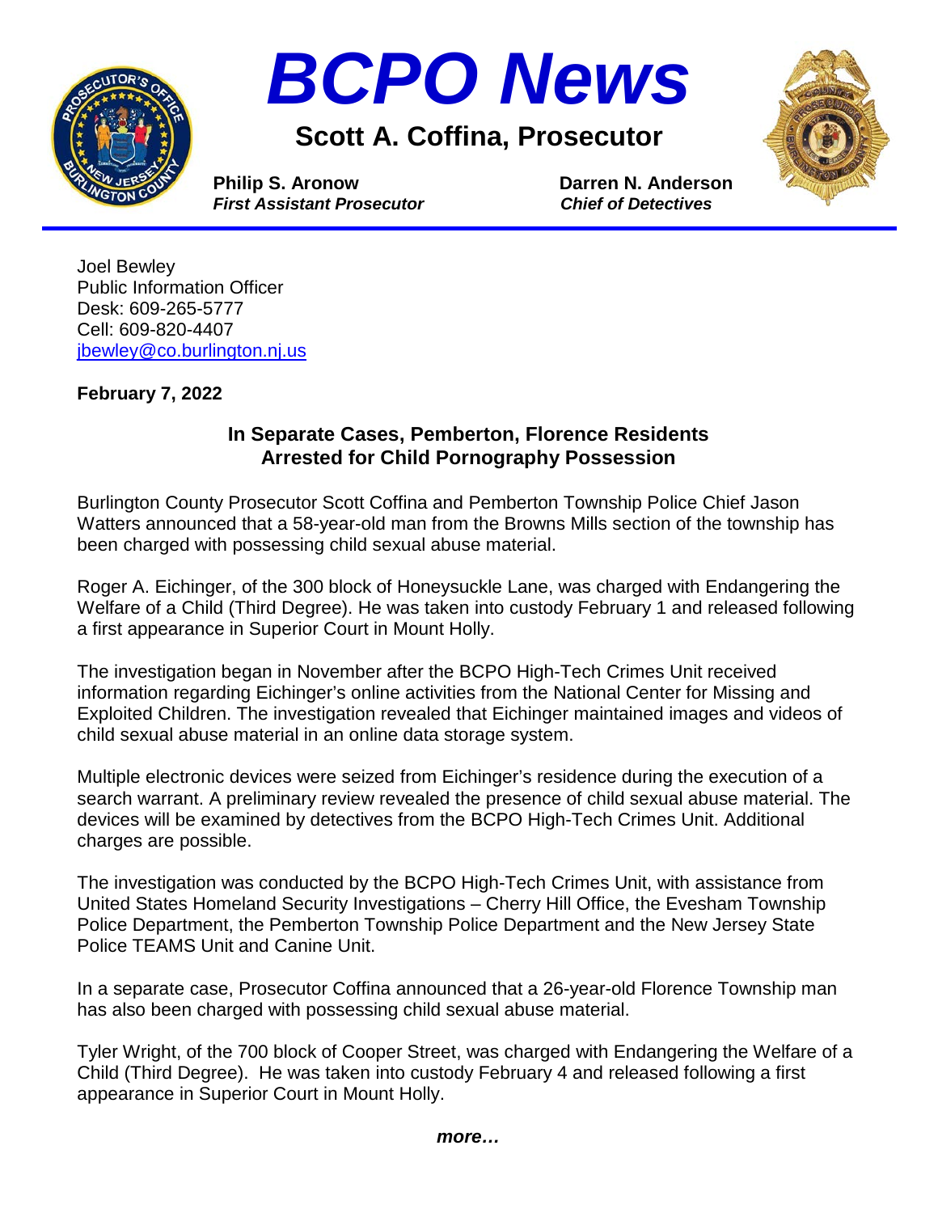# BCPO News

## Scott A. Coffina, Prosecutor

**Philip S. Aronow**
***First Assistant Prosecutor***

**Darren N. Anderson**
***Chief of Detectives***

Joel Bewley
Public Information Officer
Desk: 609-265-5777
Cell: 609-820-4407
jbewley@co.burlington.nj.us

**February 7, 2022**

### In Separate Cases, Pemberton, Florence Residents Arrested for Child Pornography Possession

Burlington County Prosecutor Scott Coffina and Pemberton Township Police Chief Jason Watters announced that a 58-year-old man from the Browns Mills section of the township has been charged with possessing child sexual abuse material.

Roger A. Eichinger, of the 300 block of Honeysuckle Lane, was charged with Endangering the Welfare of a Child (Third Degree). He was taken into custody February 1 and released following a first appearance in Superior Court in Mount Holly.

The investigation began in November after the BCPO High-Tech Crimes Unit received information regarding Eichinger's online activities from the National Center for Missing and Exploited Children. The investigation revealed that Eichinger maintained images and videos of child sexual abuse material in an online data storage system.

Multiple electronic devices were seized from Eichinger's residence during the execution of a search warrant. A preliminary review revealed the presence of child sexual abuse material. The devices will be examined by detectives from the BCPO High-Tech Crimes Unit. Additional charges are possible.

The investigation was conducted by the BCPO High-Tech Crimes Unit, with assistance from United States Homeland Security Investigations – Cherry Hill Office, the Evesham Township Police Department, the Pemberton Township Police Department and the New Jersey State Police TEAMS Unit and Canine Unit.

In a separate case, Prosecutor Coffina announced that a 26-year-old Florence Township man has also been charged with possessing child sexual abuse material.

Tyler Wright, of the 700 block of Cooper Street, was charged with Endangering the Welfare of a Child (Third Degree). He was taken into custody February 4 and released following a first appearance in Superior Court in Mount Holly.

***more…***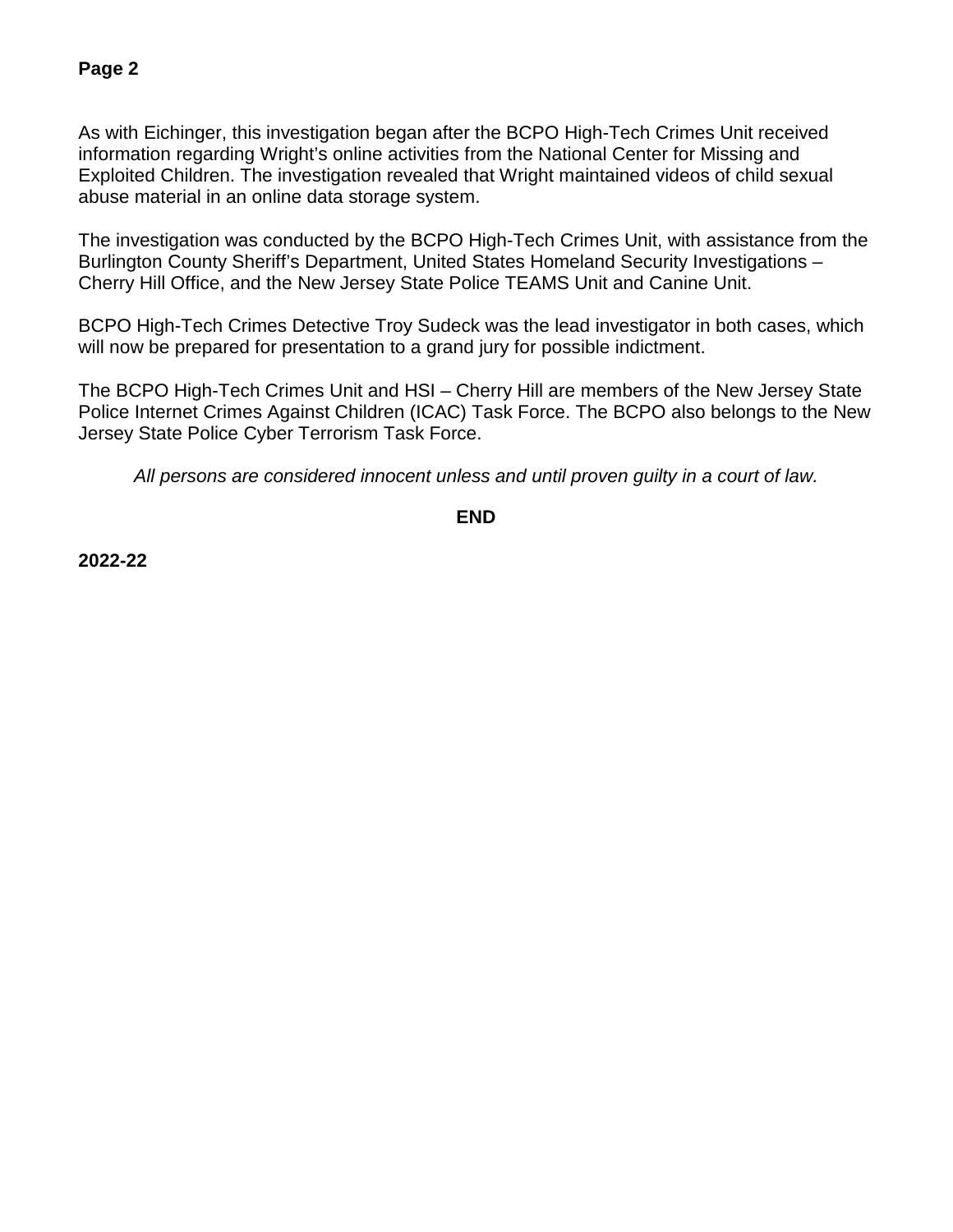As with Eichinger, this investigation began after the BCPO High-Tech Crimes Unit received information regarding Wright's online activities from the National Center for Missing and Exploited Children. The investigation revealed that Wright maintained videos of child sexual abuse material in an online data storage system.

The investigation was conducted by the BCPO High-Tech Crimes Unit, with assistance from the Burlington County Sheriff's Department, United States Homeland Security Investigations – Cherry Hill Office, and the New Jersey State Police TEAMS Unit and Canine Unit.

BCPO High-Tech Crimes Detective Troy Sudeck was the lead investigator in both cases, which will now be prepared for presentation to a grand jury for possible indictment.

The BCPO High-Tech Crimes Unit and HSI – Cherry Hill are members of the New Jersey State Police Internet Crimes Against Children (ICAC) Task Force. The BCPO also belongs to the New Jersey State Police Cyber Terrorism Task Force.

*All persons are considered innocent unless and until proven guilty in a court of law.*

**END**

**2022-22**